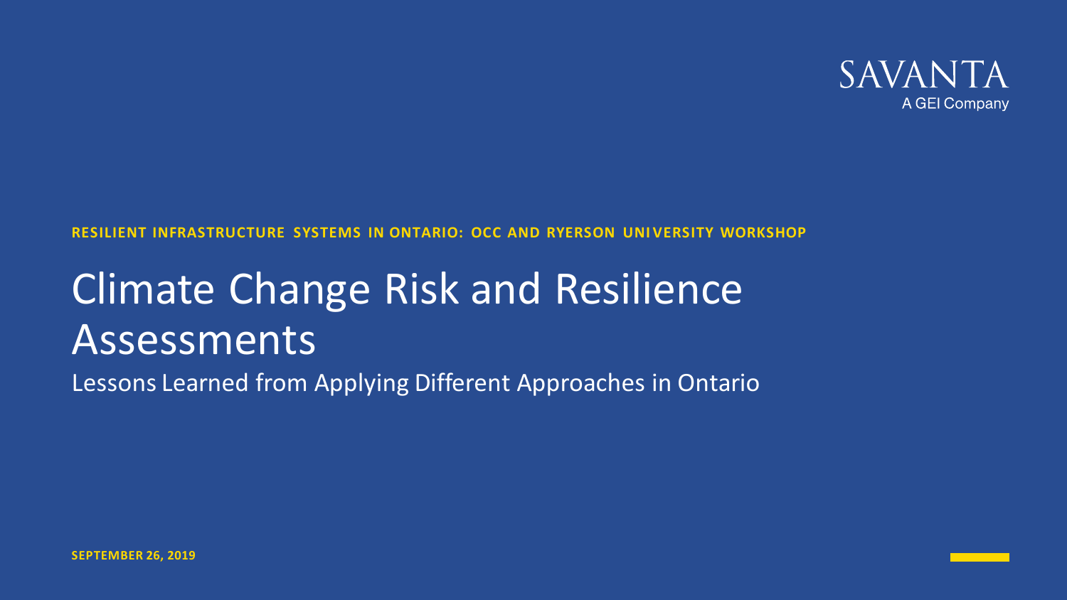SAVANTA

A GEI Company

**RESILIENT INFRASTRUCTURE SYSTEMS IN ONTARIO: OCC AND RYERSON UNIVERSITY WORKSHOP**

# Climate Change Risk and Resilience Assessments

Lessons Learned from Applying Different Approaches in Ontario

**SEPTEMBER 26, 2019**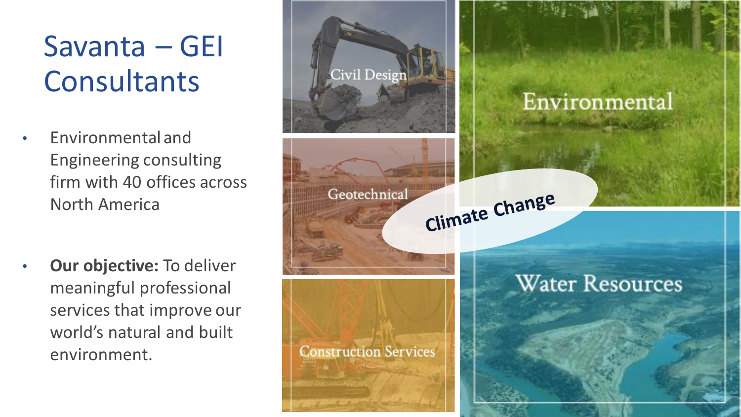# Savanta – GEI Consultants

- Environmental and Engineering consulting firm with 40 offices across North America
- **Our objective:** To deliver meaningful professional services that improve our world's natural and built environment.

Civil Design

Geotechnical

Construction Services

Environmental

Climate Change

Water Resources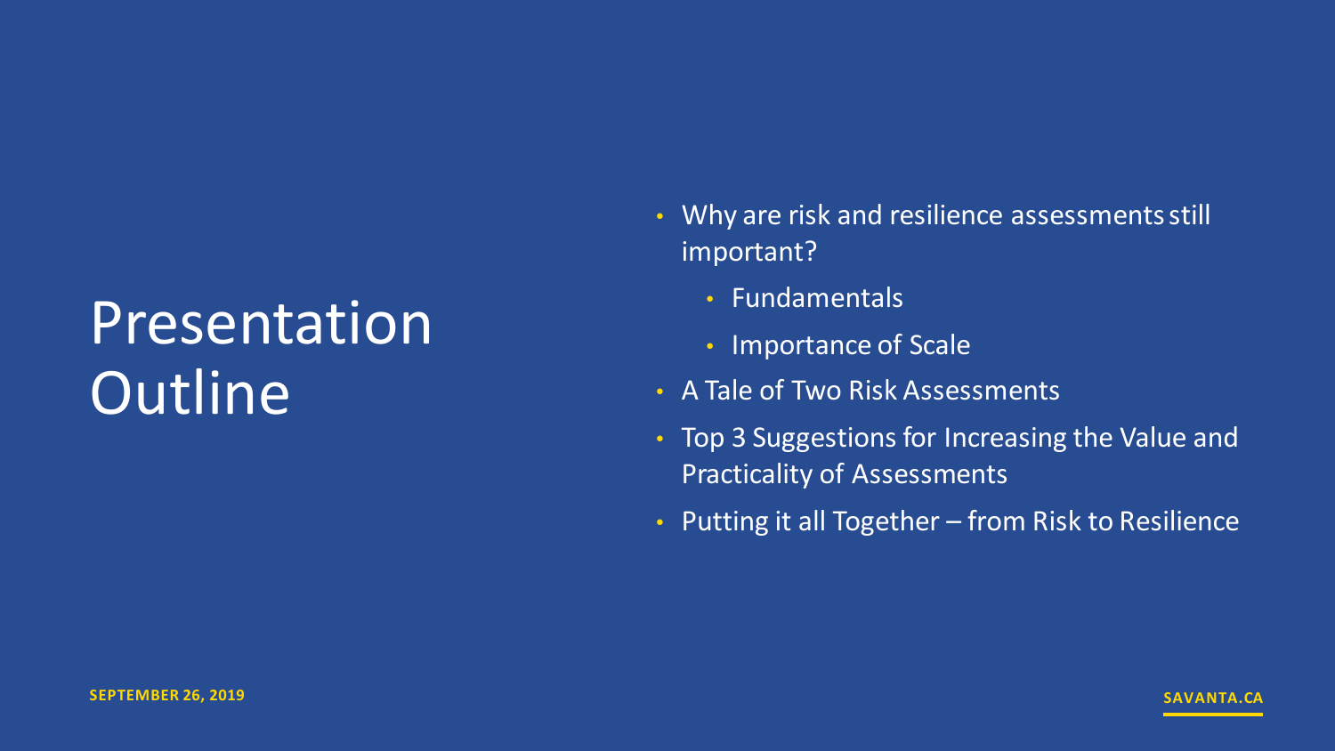# Presentation Outline

- Why are risk and resilience assessments still important?
  - Fundamentals
  - Importance of Scale
- A Tale of Two Risk Assessments
- Top 3 Suggestions for Increasing the Value and Practicality of Assessments
- Putting it all Together – from Risk to Resilience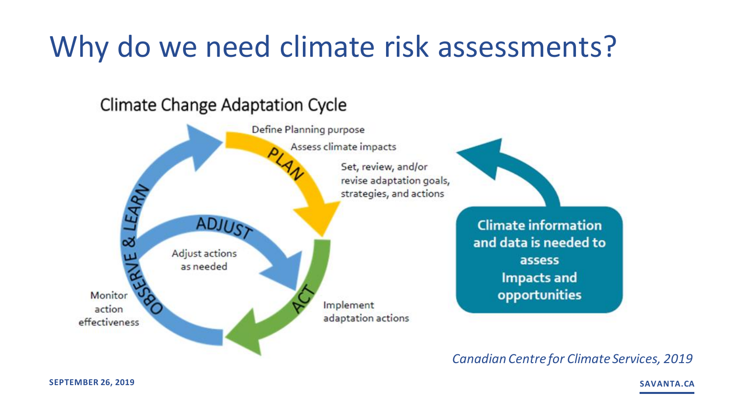# Why do we need climate risk assessments?

Climate Change Adaptation Cycle

Define Planning purpose

Assess climate impacts

PLAN

Set, review, and/or revise adaptation goals, strategies, and actions

ADJUST

Adjust actions as needed

OBSERVE & LEARN

Monitor action effectiveness

ACT

Implement adaptation actions

**Climate information and data is needed to assess Impacts and opportunities**

*Canadian Centre for Climate Services, 2019*

**SEPTEMBER 26, 2019**

**SAVANTA.CA**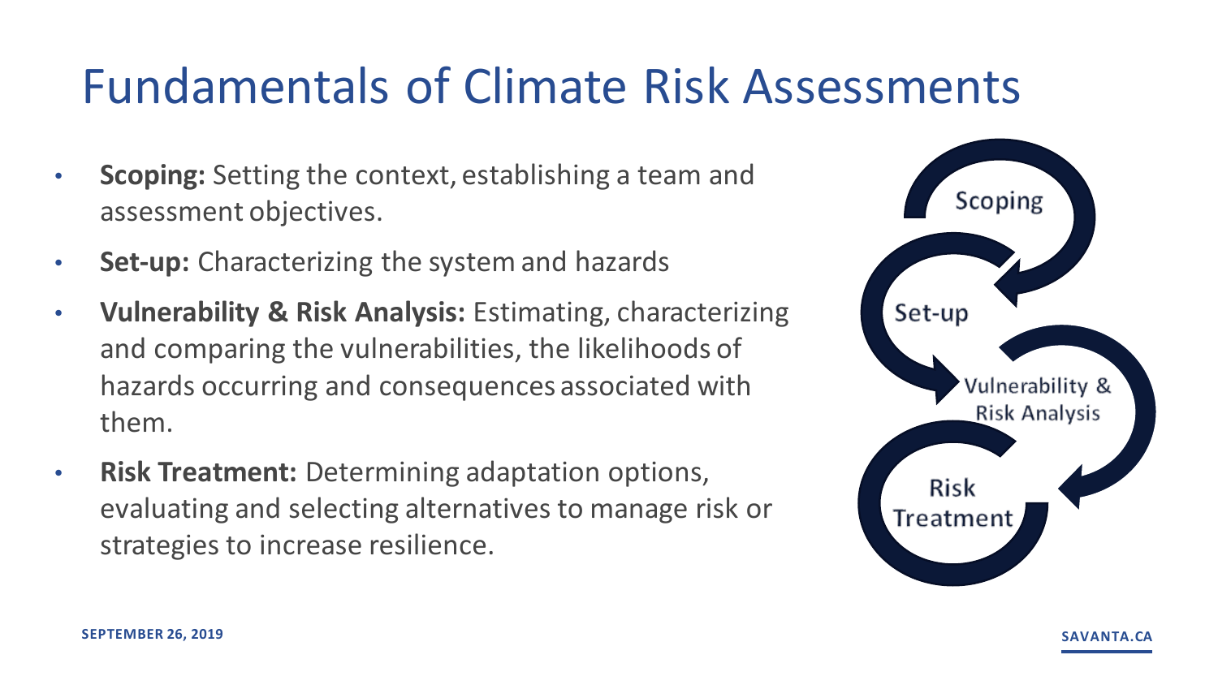# Fundamentals of Climate Risk Assessments

- **Scoping:** Setting the context, establishing a team and assessment objectives.
- **Set-up:** Characterizing the system and hazards
- **Vulnerability & Risk Analysis:** Estimating, characterizing and comparing the vulnerabilities, the likelihoods of hazards occurring and consequences associated with them.
- **Risk Treatment:** Determining adaptation options, evaluating and selecting alternatives to manage risk or strategies to increase resilience.

Scoping → Set-up → Vulnerability & Risk Analysis → Risk Treatment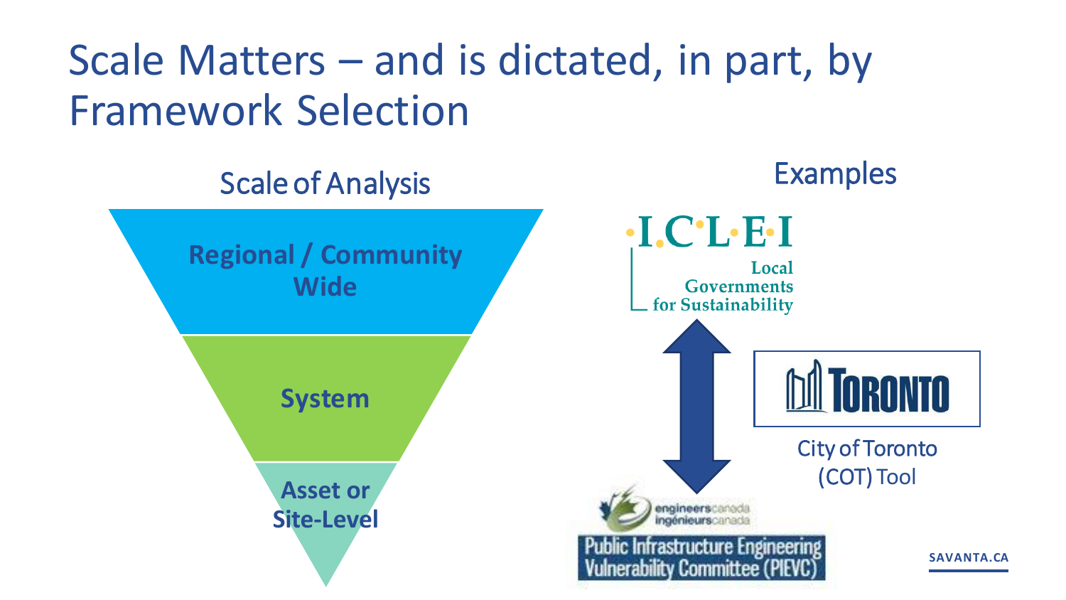# Scale Matters – and is dictated, in part, by Framework Selection

Scale of Analysis

**Regional / Community Wide**

**System**

**Asset or Site-Level**

Examples

ICLEI Local Governments for Sustainability

Toronto

City of Toronto (COT) Tool

engineerscanada ingénieurscanada

Public Infrastructure Engineering Vulnerability Committee (PIEVC)

SAVANTA.CA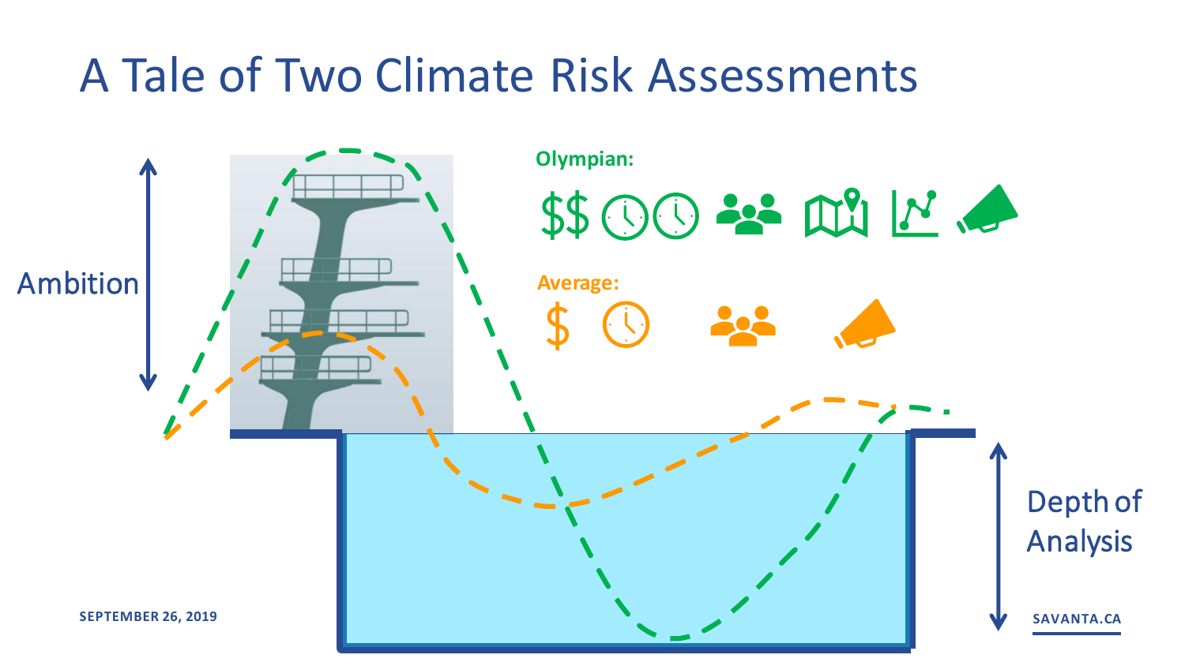# A Tale of Two Climate Risk Assessments

Ambition

Olympian:

$$

Average:

$

Depth of Analysis

SEPTEMBER 26, 2019

SAVANTA.CA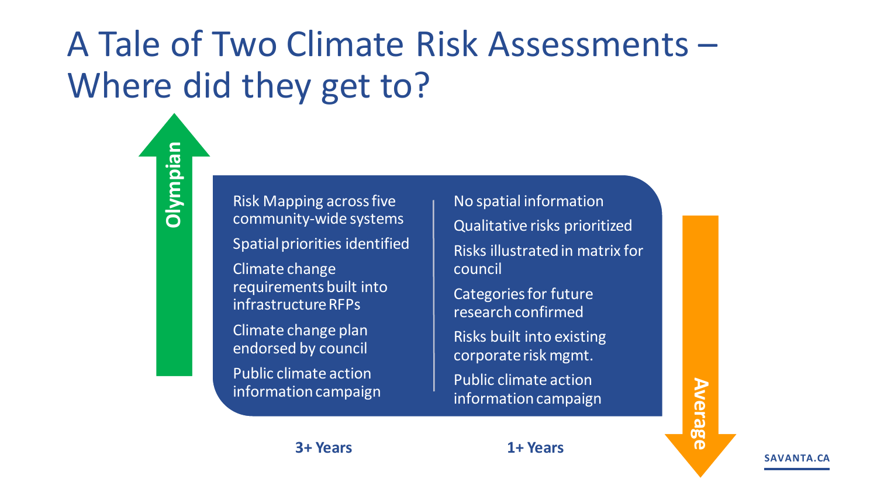# A Tale of Two Climate Risk Assessments – Where did they get to?

**Olympian**

- Risk Mapping across five community-wide systems
- Spatial priorities identified
- Climate change requirements built into infrastructure RFPs
- Climate change plan endorsed by council
- Public climate action information campaign

**3+ Years**

**Average**

- No spatial information
- Qualitative risks prioritized
- Risks illustrated in matrix for council
- Categories for future research confirmed
- Risks built into existing corporate risk mgmt.
- Public climate action information campaign

**1+ Years**

SAVANTA.CA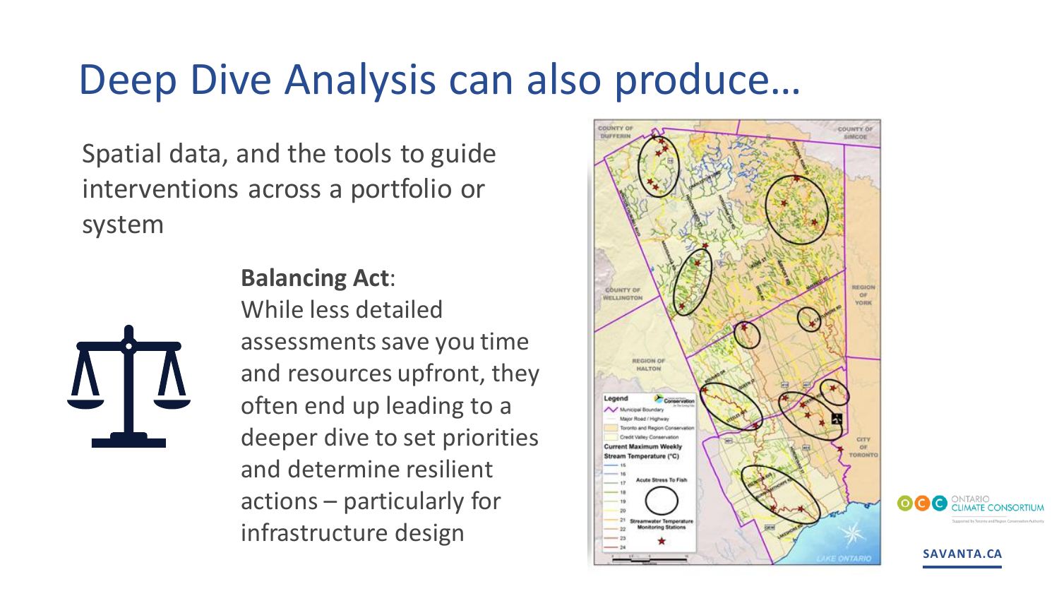# Deep Dive Analysis can also produce…

Spatial data, and the tools to guide interventions across a portfolio or system

**Balancing Act**:
While less detailed assessments save you time and resources upfront, they often end up leading to a deeper dive to set priorities and determine resilient actions – particularly for infrastructure design

COUNTY OF DUFFERIN
COUNTY OF SIMCOE
COUNTY OF WELLINGTON
REGION OF YORK
REGION OF HALTON
CITY OF TORONTO
LAKE ONTARIO

Legend
Municipal Boundary
Major Road / Highway
Toronto and Region Conservation
Credit Valley Conservation
Current Maximum Weekly Stream Temperature (°C)
15
16
17
18
19
20
21
22
23
24
Acute Stress To Fish
Streamwater Temperature Monitoring Stations

ONTARIO CLIMATE CONSORTIUM

SAVANTA.CA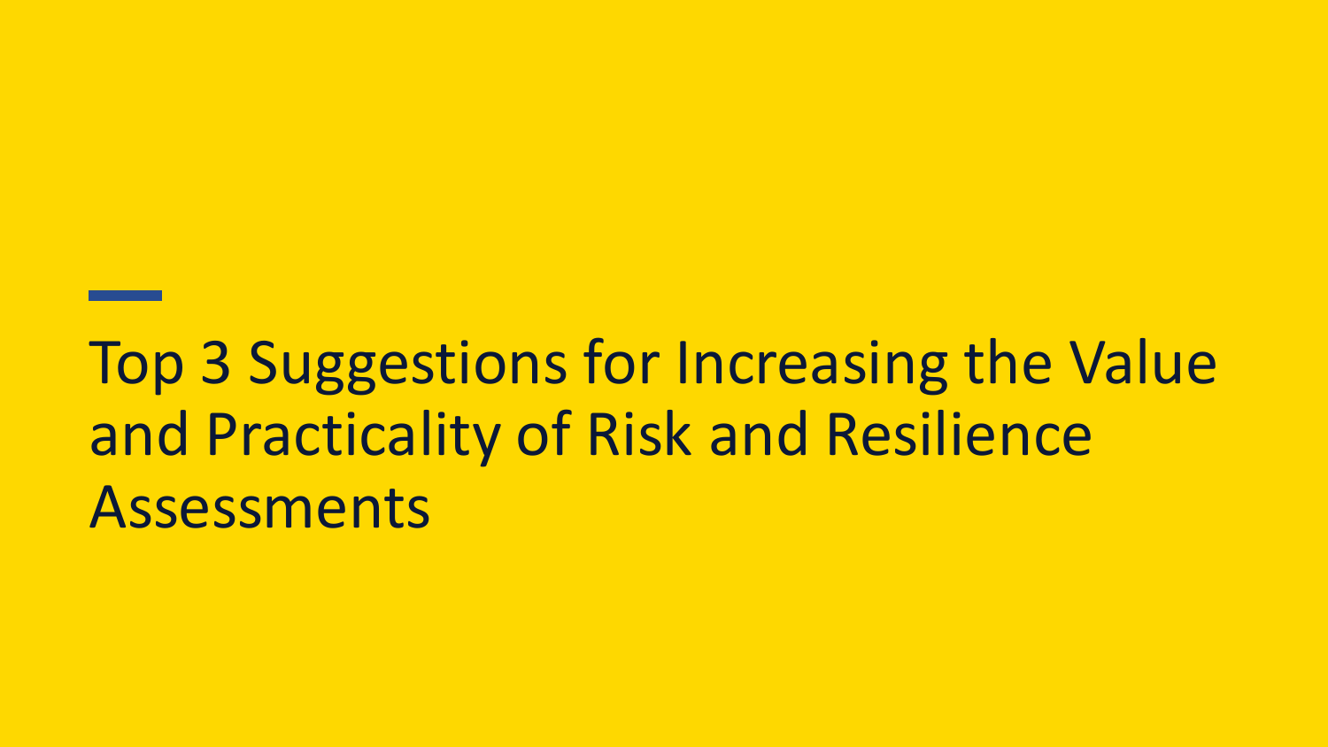# Top 3 Suggestions for Increasing the Value and Practicality of Risk and Resilience Assessments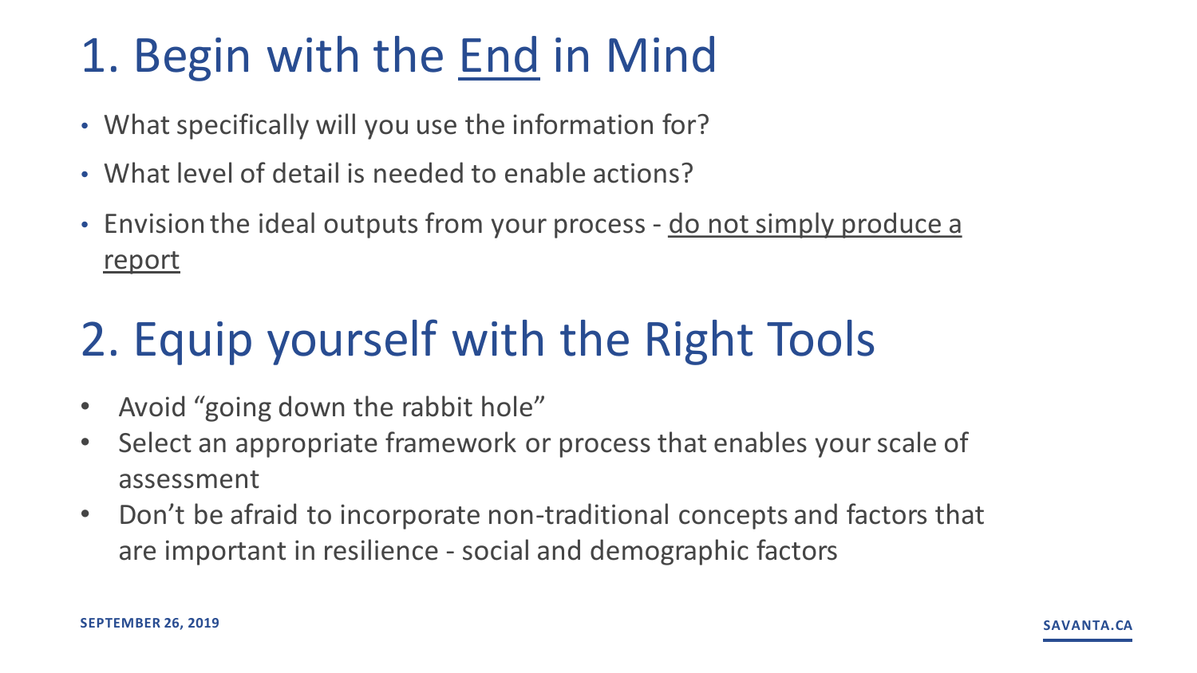# 1. Begin with the End in Mind

- What specifically will you use the information for?
- What level of detail is needed to enable actions?
- Envision the ideal outputs from your process - do not simply produce a report

# 2. Equip yourself with the Right Tools

- Avoid "going down the rabbit hole"
- Select an appropriate framework or process that enables your scale of assessment
- Don't be afraid to incorporate non-traditional concepts and factors that are important in resilience - social and demographic factors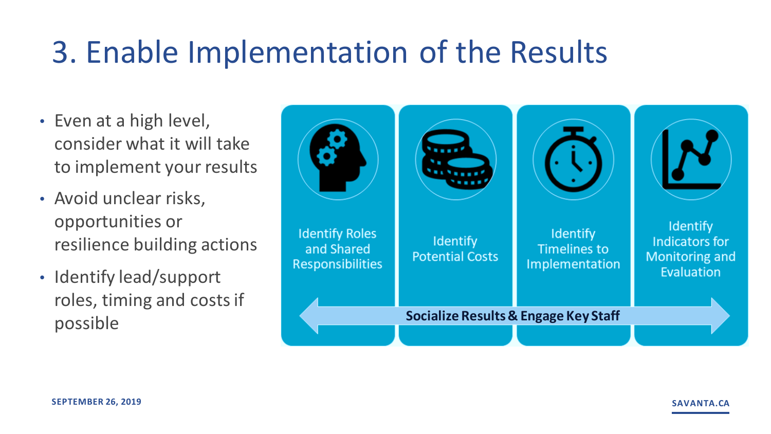# 3. Enable Implementation of the Results

- Even at a high level, consider what it will take to implement your results
- Avoid unclear risks, opportunities or resilience building actions
- Identify lead/support roles, timing and costs if possible

Identify Roles and Shared Responsibilities

Identify Potential Costs

Identify Timelines to Implementation

Identify Indicators for Monitoring and Evaluation

**Socialize Results & Engage Key Staff**

**SEPTEMBER 26, 2019**

**SAVANTA.CA**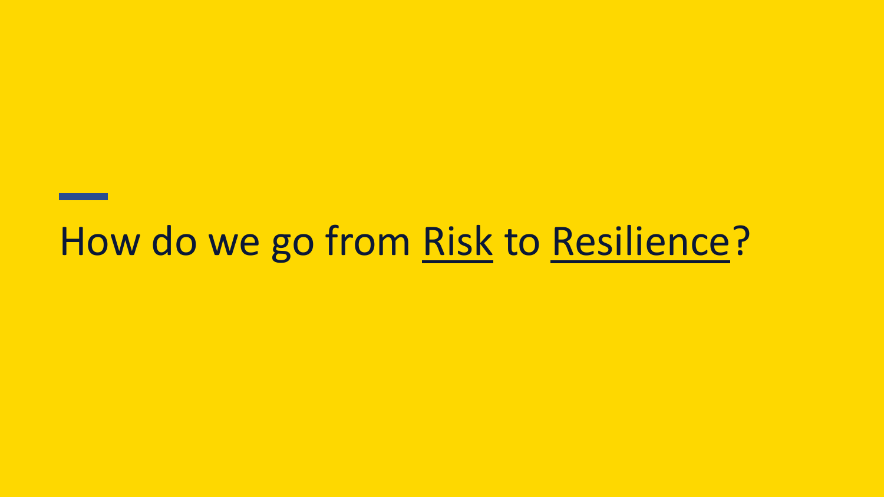# How do we go from Risk to Resilience?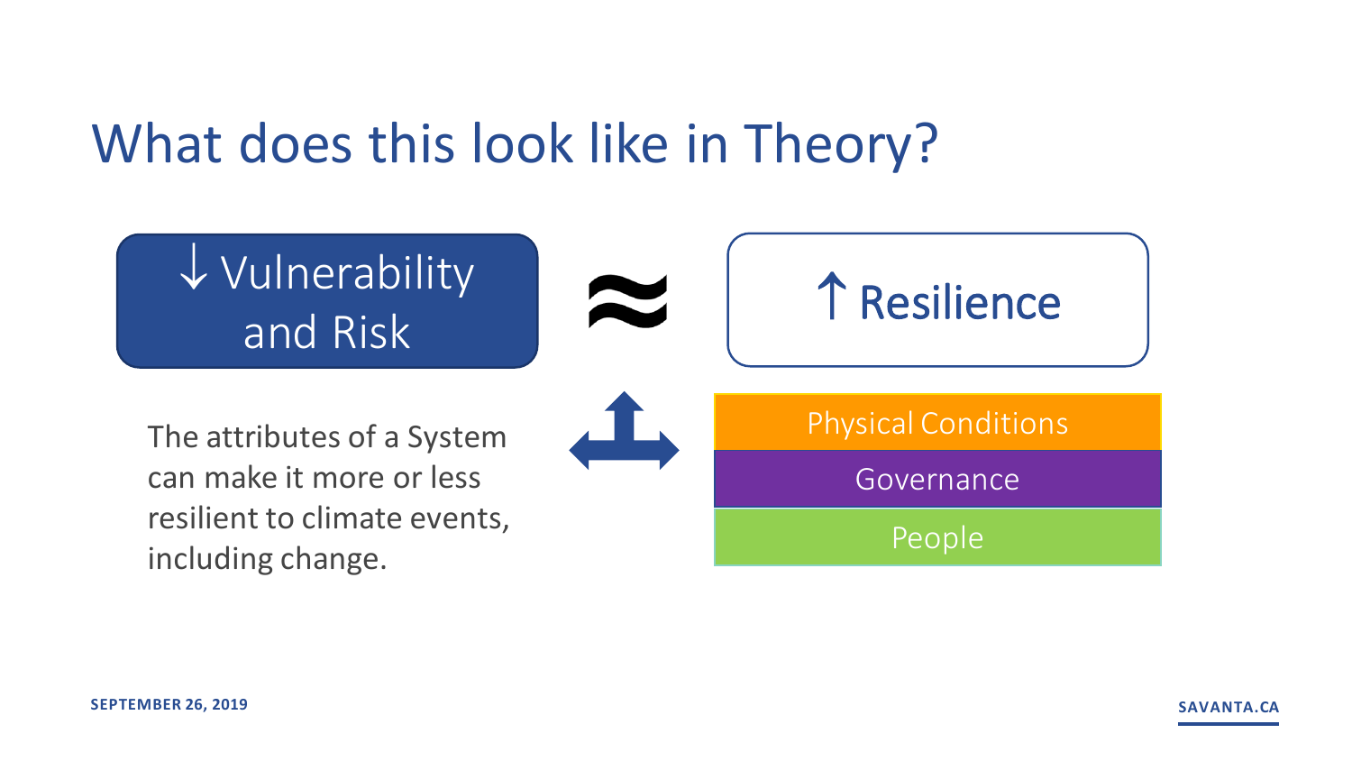# What does this look like in Theory?

↓ Vulnerability and Risk ≈ ↑ Resilience

The attributes of a System can make it more or less resilient to climate events, including change.

Physical Conditions

Governance

People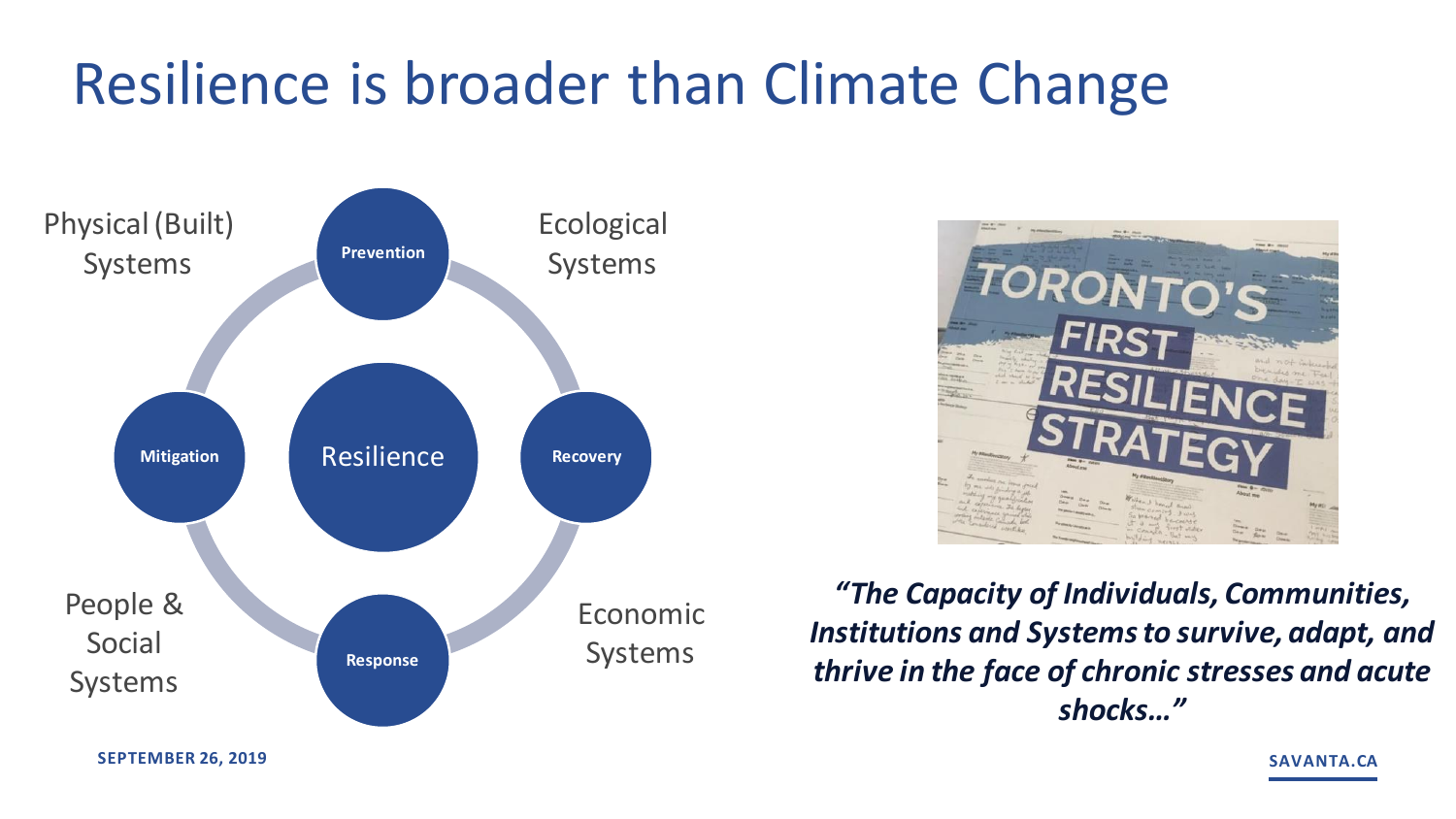# Resilience is broader than Climate Change

Physical (Built) Systems

Ecological Systems

People & Social Systems

Economic Systems

Prevention

Mitigation

Resilience

Recovery

Response

***"The Capacity of Individuals, Communities, Institutions and Systems to survive, adapt, and thrive in the face of chronic stresses and acute shocks…"***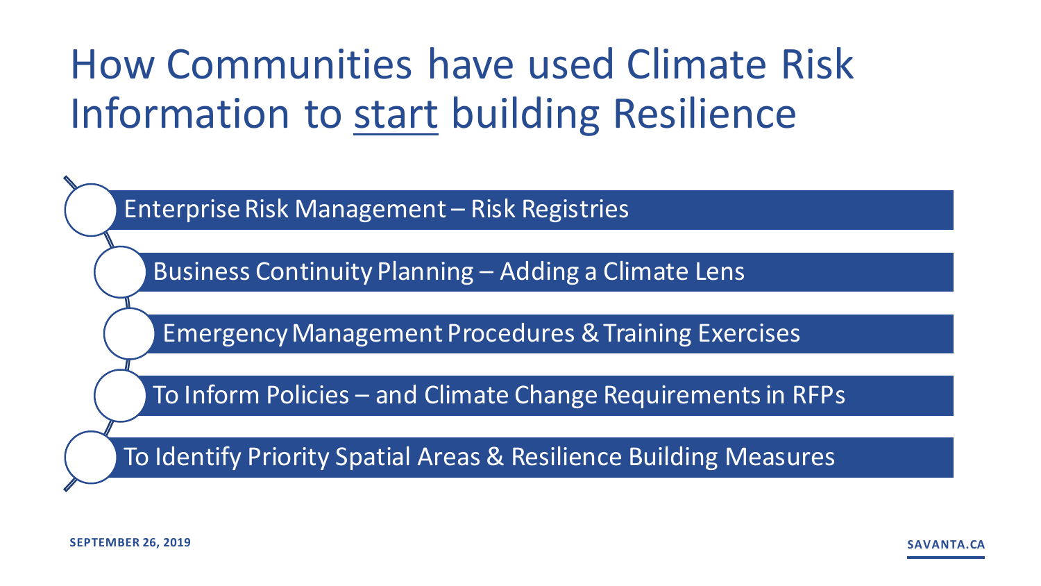# How Communities have used Climate Risk Information to start building Resilience

- Enterprise Risk Management – Risk Registries
- Business Continuity Planning – Adding a Climate Lens
- Emergency Management Procedures & Training Exercises
- To Inform Policies – and Climate Change Requirements in RFPs
- To Identify Priority Spatial Areas & Resilience Building Measures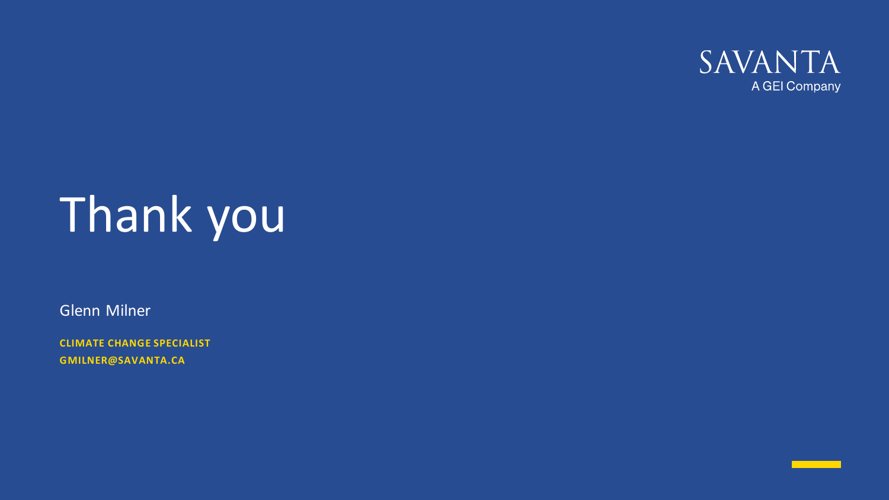SAVANTA
A GEI Company

# Thank you

Glenn Milner

**CLIMATE CHANGE SPECIALIST**
**GMILNER@SAVANTA.CA**